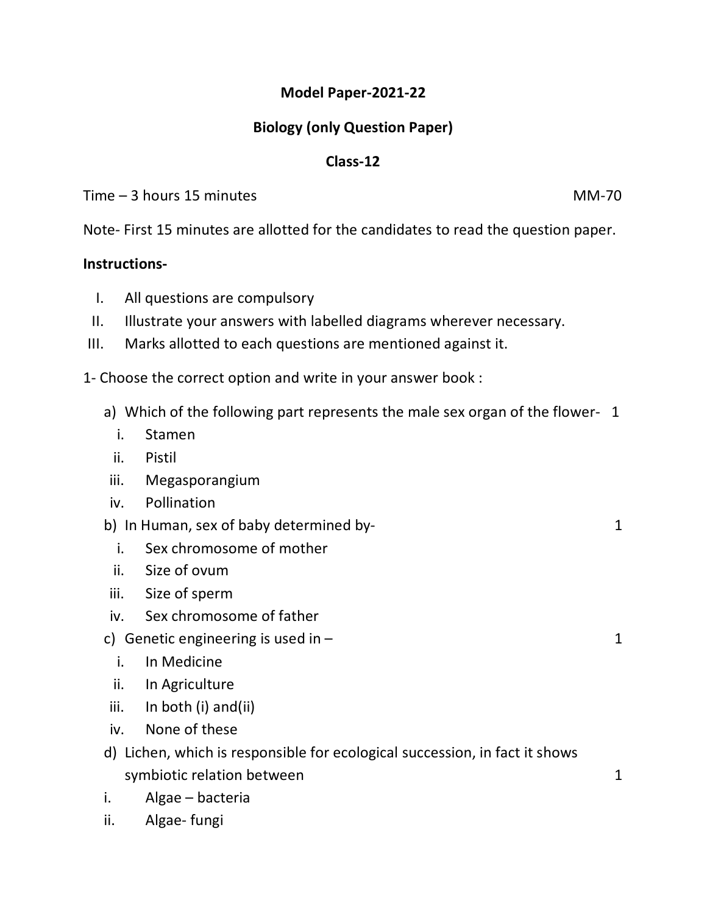**Model Paper-2021-22**

**Biology (only Question Paper)**

**Class-12**

Time – 3 hours 15 minutes MM-70

Note- First 15 minutes are allotted for the candidates to read the question paper.

**Instructions-**

I. All questions are compulsory
II. Illustrate your answers with labelled diagrams wherever necessary.
III. Marks allotted to each questions are mentioned against it.

1- Choose the correct option and write in your answer book :

a) Which of the following part represents the male sex organ of the flower- 1
   i. Stamen
   ii. Pistil
   iii. Megasporangium
   iv. Pollination

b) In Human, sex of baby determined by- 1
   i. Sex chromosome of mother
   ii. Size of ovum
   iii. Size of sperm
   iv. Sex chromosome of father

c) Genetic engineering is used in – 1
   i. In Medicine
   ii. In Agriculture
   iii. In both (i) and(ii)
   iv. None of these

d) Lichen, which is responsible for ecological succession, in fact it shows symbiotic relation between 1
   i. Algae – bacteria
   ii. Algae- fungi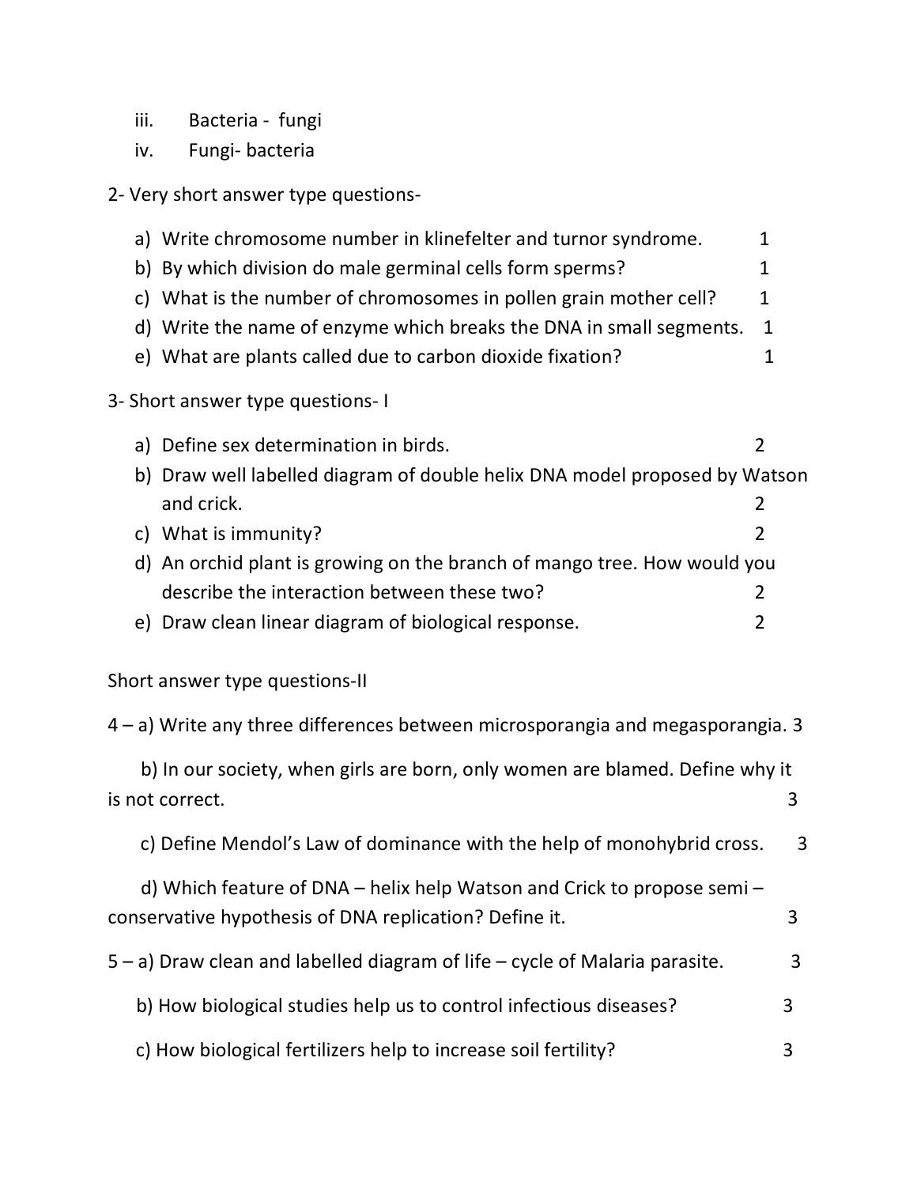iii. Bacteria - fungi

iv. Fungi- bacteria

2- Very short answer type questions-

a) Write chromosome number in klinefelter and turnor syndrome. 1

b) By which division do male germinal cells form sperms? 1

c) What is the number of chromosomes in pollen grain mother cell? 1

d) Write the name of enzyme which breaks the DNA in small segments. 1

e) What are plants called due to carbon dioxide fixation? 1

3- Short answer type questions- I

a) Define sex determination in birds. 2

b) Draw well labelled diagram of double helix DNA model proposed by Watson and crick. 2

c) What is immunity? 2

d) An orchid plant is growing on the branch of mango tree. How would you describe the interaction between these two? 2

e) Draw clean linear diagram of biological response. 2

Short answer type questions-II

4 – a) Write any three differences between microsporangia and megasporangia. 3

b) In our society, when girls are born, only women are blamed. Define why it is not correct. 3

c) Define Mendol's Law of dominance with the help of monohybrid cross. 3

d) Which feature of DNA – helix help Watson and Crick to propose semi – conservative hypothesis of DNA replication? Define it. 3

5 – a) Draw clean and labelled diagram of life – cycle of Malaria parasite. 3

b) How biological studies help us to control infectious diseases? 3

c) How biological fertilizers help to increase soil fertility? 3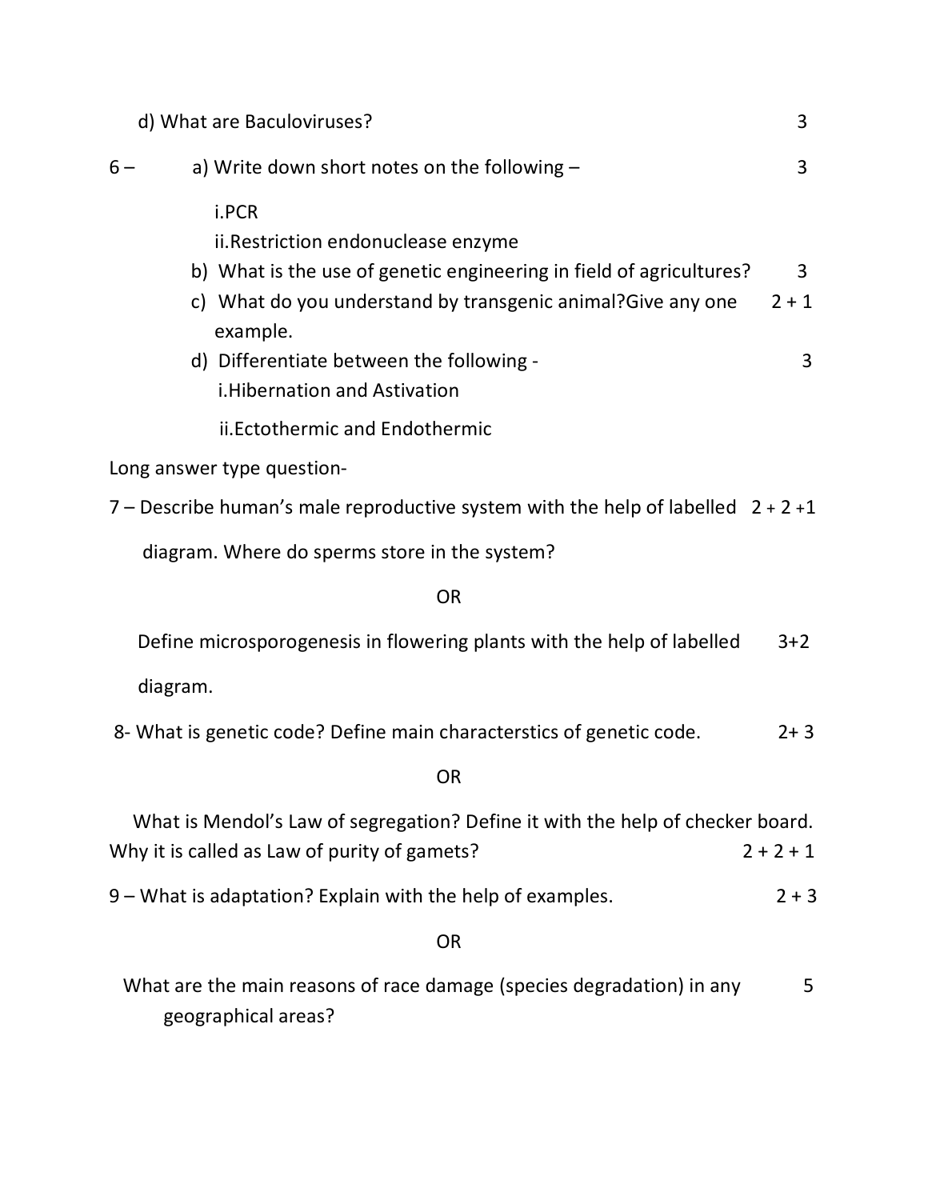d) What are Baculoviruses? 3

6 – a) Write down short notes on the following – 3

i.PCR
ii.Restriction endonuclease enzyme

b) What is the use of genetic engineering in field of agricultures? 3

c) What do you understand by transgenic animal?Give any one example. 2 + 1

d) Differentiate between the following - 3

i.Hibernation and Astivation

ii.Ectothermic and Endothermic

Long answer type question-

7 – Describe human's male reproductive system with the help of labelled diagram. Where do sperms store in the system? 2 + 2 +1

OR

Define microsporogenesis in flowering plants with the help of labelled diagram. 3+2

8- What is genetic code? Define main characterstics of genetic code. 2+ 3

OR

What is Mendol's Law of segregation? Define it with the help of checker board. Why it is called as Law of purity of gamets? 2 + 2 + 1

9 – What is adaptation? Explain with the help of examples. 2 + 3

OR

What are the main reasons of race damage (species degradation) in any geographical areas? 5